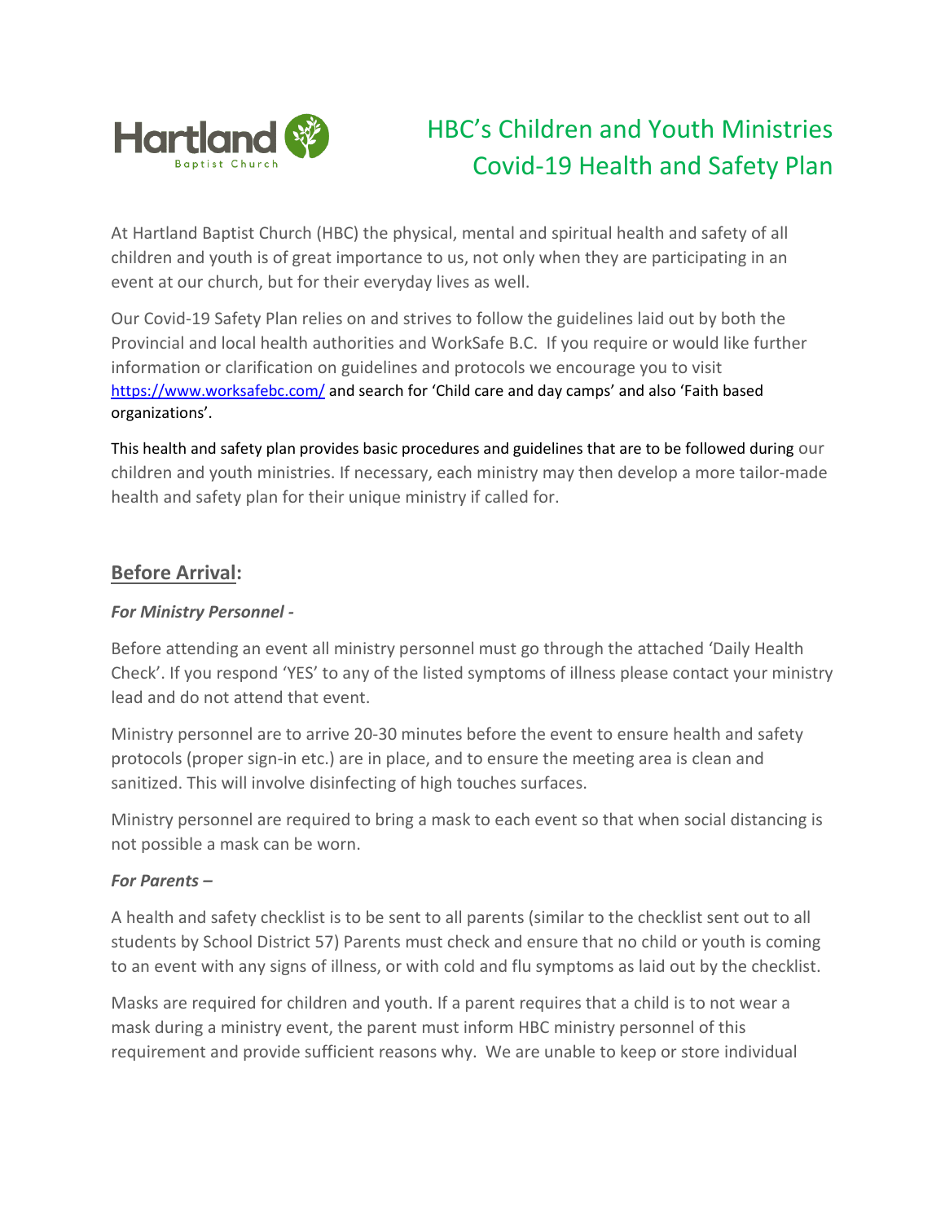Hartland Baptist Church

# HBC's Children and Youth Ministries Covid-19 Health and Safety Plan

At Hartland Baptist Church (HBC) the physical, mental and spiritual health and safety of all children and youth is of great importance to us, not only when they are participating in an event at our church, but for their everyday lives as well.

Our Covid-19 Safety Plan relies on and strives to follow the guidelines laid out by both the Provincial and local health authorities and WorkSafe B.C. If you require or would like further information or clarification on guidelines and protocols we encourage you to visit https://www.worksafebc.com/ and search for 'Child care and day camps' and also 'Faith based organizations'.

This health and safety plan provides basic procedures and guidelines that are to be followed during our children and youth ministries. If necessary, each ministry may then develop a more tailor-made health and safety plan for their unique ministry if called for.

## Before Arrival:

***For Ministry Personnel -***

Before attending an event all ministry personnel must go through the attached 'Daily Health Check'. If you respond 'YES' to any of the listed symptoms of illness please contact your ministry lead and do not attend that event.

Ministry personnel are to arrive 20-30 minutes before the event to ensure health and safety protocols (proper sign-in etc.) are in place, and to ensure the meeting area is clean and sanitized. This will involve disinfecting of high touches surfaces.

Ministry personnel are required to bring a mask to each event so that when social distancing is not possible a mask can be worn.

***For Parents –***

A health and safety checklist is to be sent to all parents (similar to the checklist sent out to all students by School District 57) Parents must check and ensure that no child or youth is coming to an event with any signs of illness, or with cold and flu symptoms as laid out by the checklist.

Masks are required for children and youth. If a parent requires that a child is to not wear a mask during a ministry event, the parent must inform HBC ministry personnel of this requirement and provide sufficient reasons why. We are unable to keep or store individual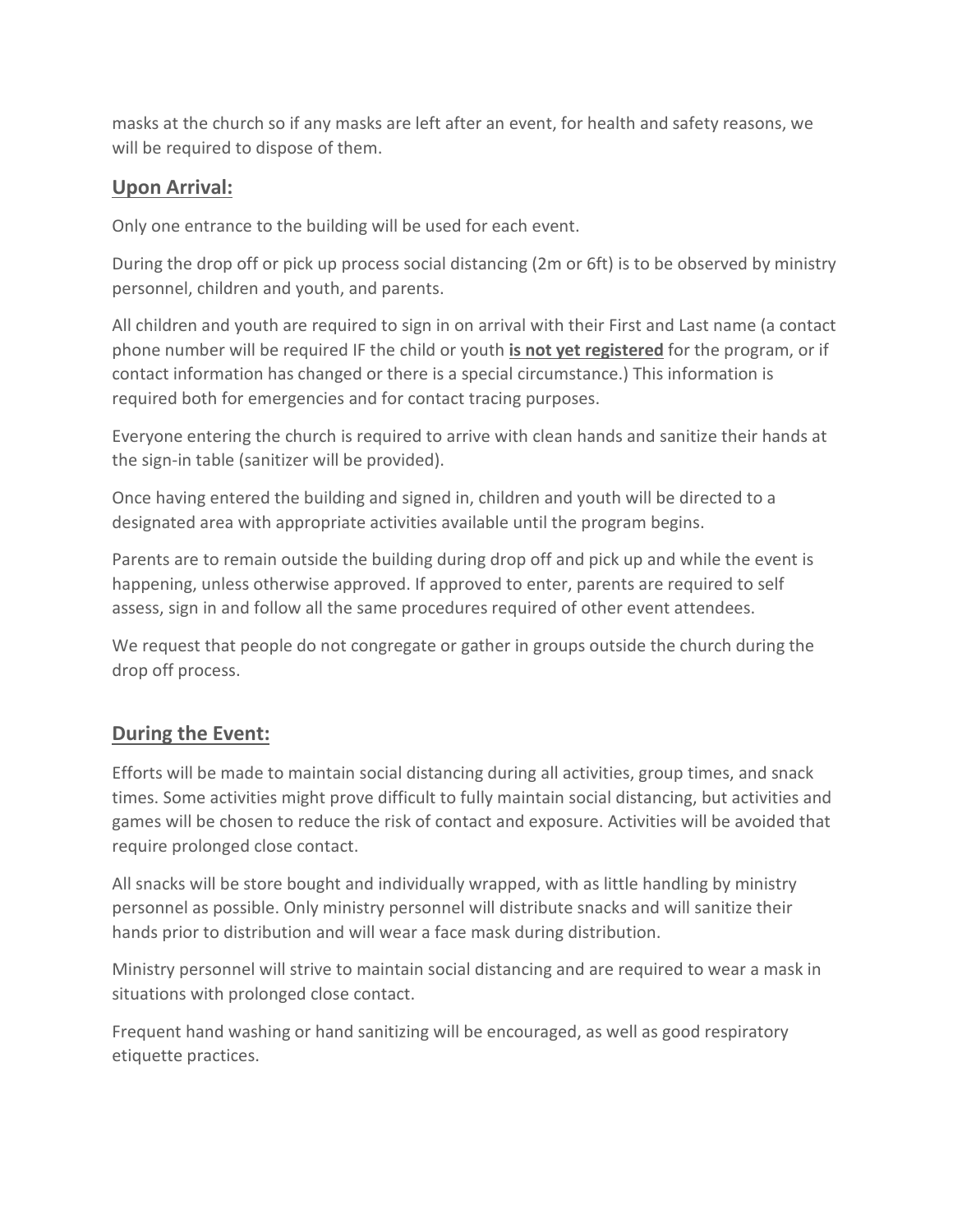masks at the church so if any masks are left after an event, for health and safety reasons, we will be required to dispose of them.

## **Upon Arrival:**

Only one entrance to the building will be used for each event.

During the drop off or pick up process social distancing (2m or 6ft) is to be observed by ministry personnel, children and youth, and parents.

All children and youth are required to sign in on arrival with their First and Last name (a contact phone number will be required IF the child or youth **is not yet registered** for the program, or if contact information has changed or there is a special circumstance.) This information is required both for emergencies and for contact tracing purposes.

Everyone entering the church is required to arrive with clean hands and sanitize their hands at the sign-in table (sanitizer will be provided).

Once having entered the building and signed in, children and youth will be directed to a designated area with appropriate activities available until the program begins.

Parents are to remain outside the building during drop off and pick up and while the event is happening, unless otherwise approved. If approved to enter, parents are required to self assess, sign in and follow all the same procedures required of other event attendees.

We request that people do not congregate or gather in groups outside the church during the drop off process.

## **During the Event:**

Efforts will be made to maintain social distancing during all activities, group times, and snack times. Some activities might prove difficult to fully maintain social distancing, but activities and games will be chosen to reduce the risk of contact and exposure. Activities will be avoided that require prolonged close contact.

All snacks will be store bought and individually wrapped, with as little handling by ministry personnel as possible. Only ministry personnel will distribute snacks and will sanitize their hands prior to distribution and will wear a face mask during distribution.

Ministry personnel will strive to maintain social distancing and are required to wear a mask in situations with prolonged close contact.

Frequent hand washing or hand sanitizing will be encouraged, as well as good respiratory etiquette practices.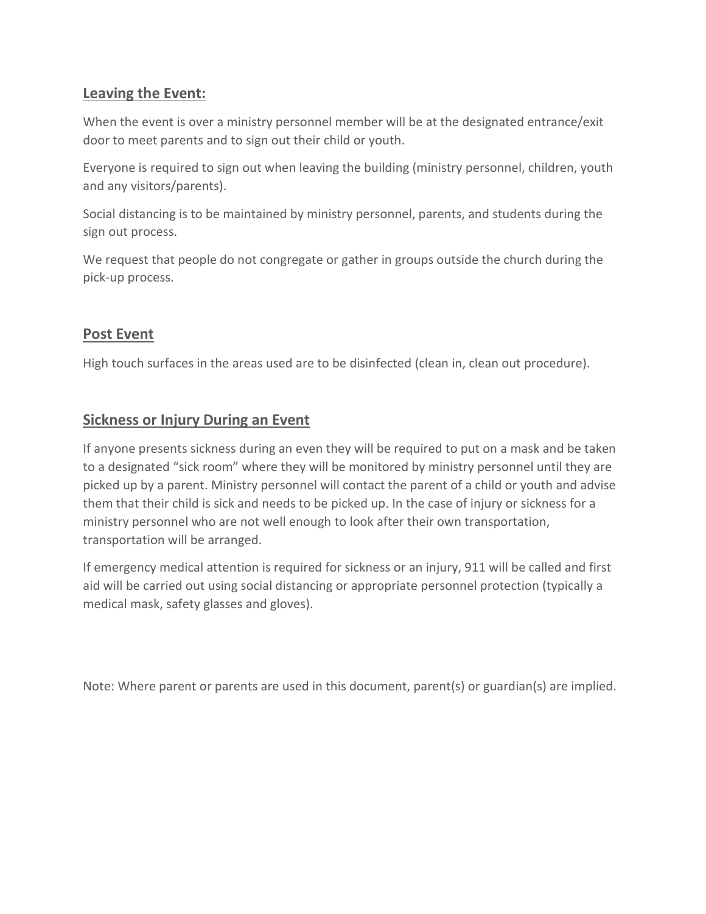## Leaving the Event:

When the event is over a ministry personnel member will be at the designated entrance/exit door to meet parents and to sign out their child or youth.

Everyone is required to sign out when leaving the building (ministry personnel, children, youth and any visitors/parents).

Social distancing is to be maintained by ministry personnel, parents, and students during the sign out process.

We request that people do not congregate or gather in groups outside the church during the pick-up process.

## Post Event

High touch surfaces in the areas used are to be disinfected (clean in, clean out procedure).

## Sickness or Injury During an Event

If anyone presents sickness during an even they will be required to put on a mask and be taken to a designated "sick room" where they will be monitored by ministry personnel until they are picked up by a parent. Ministry personnel will contact the parent of a child or youth and advise them that their child is sick and needs to be picked up. In the case of injury or sickness for a ministry personnel who are not well enough to look after their own transportation, transportation will be arranged.

If emergency medical attention is required for sickness or an injury, 911 will be called and first aid will be carried out using social distancing or appropriate personnel protection (typically a medical mask, safety glasses and gloves).

Note: Where parent or parents are used in this document, parent(s) or guardian(s) are implied.